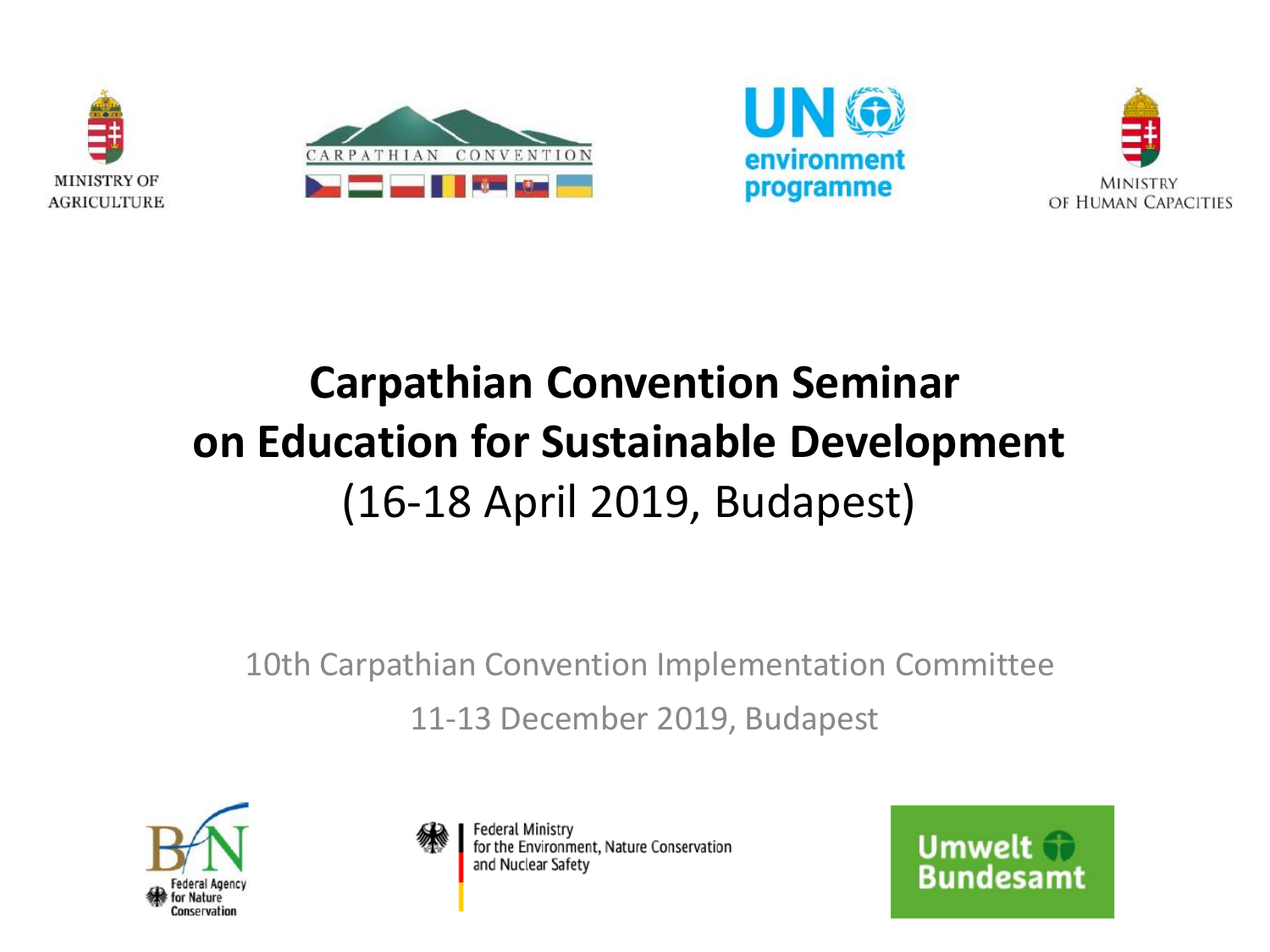MINISTRY OF AGRICULTURE

CARPATHIAN CONVENTION

UN environment programme

MINISTRY OF HUMAN CAPACITIES

# Carpathian Convention Seminar on Education for Sustainable Development

(16-18 April 2019, Budapest)

10th Carpathian Convention Implementation Committee

11-13 December 2019, Budapest

Federal Agency for Nature Conservation

Federal Ministry for the Environment, Nature Conservation and Nuclear Safety

Umwelt Bundesamt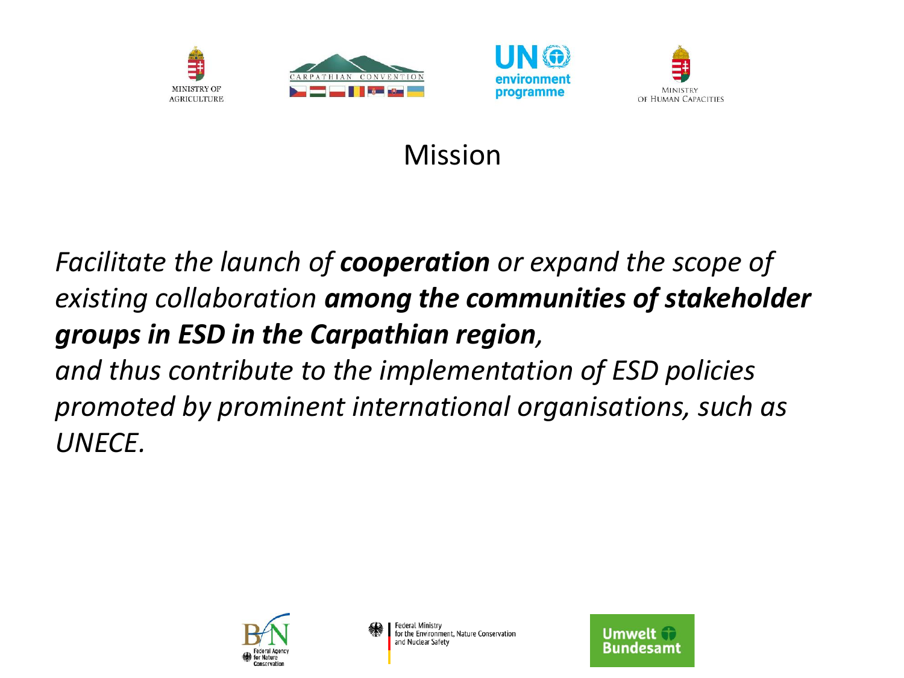# Mission

*Facilitate the launch of **cooperation** or expand the scope of existing collaboration **among the communities of stakeholder groups in ESD in the Carpathian region,***

*and thus contribute to the implementation of ESD policies promoted by prominent international organisations, such as UNECE.*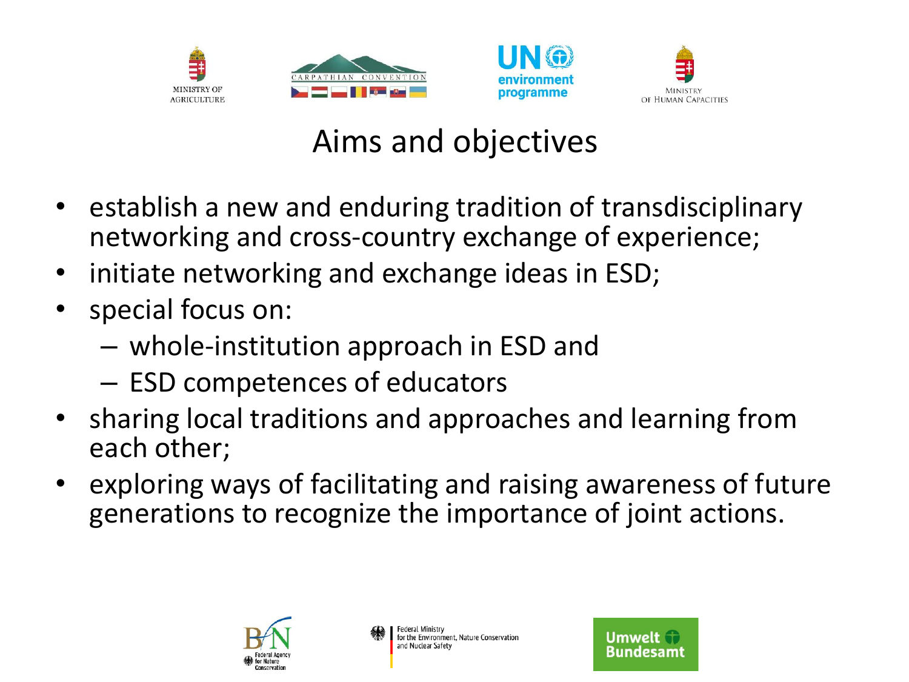# Aims and objectives

- establish a new and enduring tradition of transdisciplinary networking and cross-country exchange of experience;
- initiate networking and exchange ideas in ESD;
- special focus on:
  - whole-institution approach in ESD and
  - ESD competences of educators
- sharing local traditions and approaches and learning from each other;
- exploring ways of facilitating and raising awareness of future generations to recognize the importance of joint actions.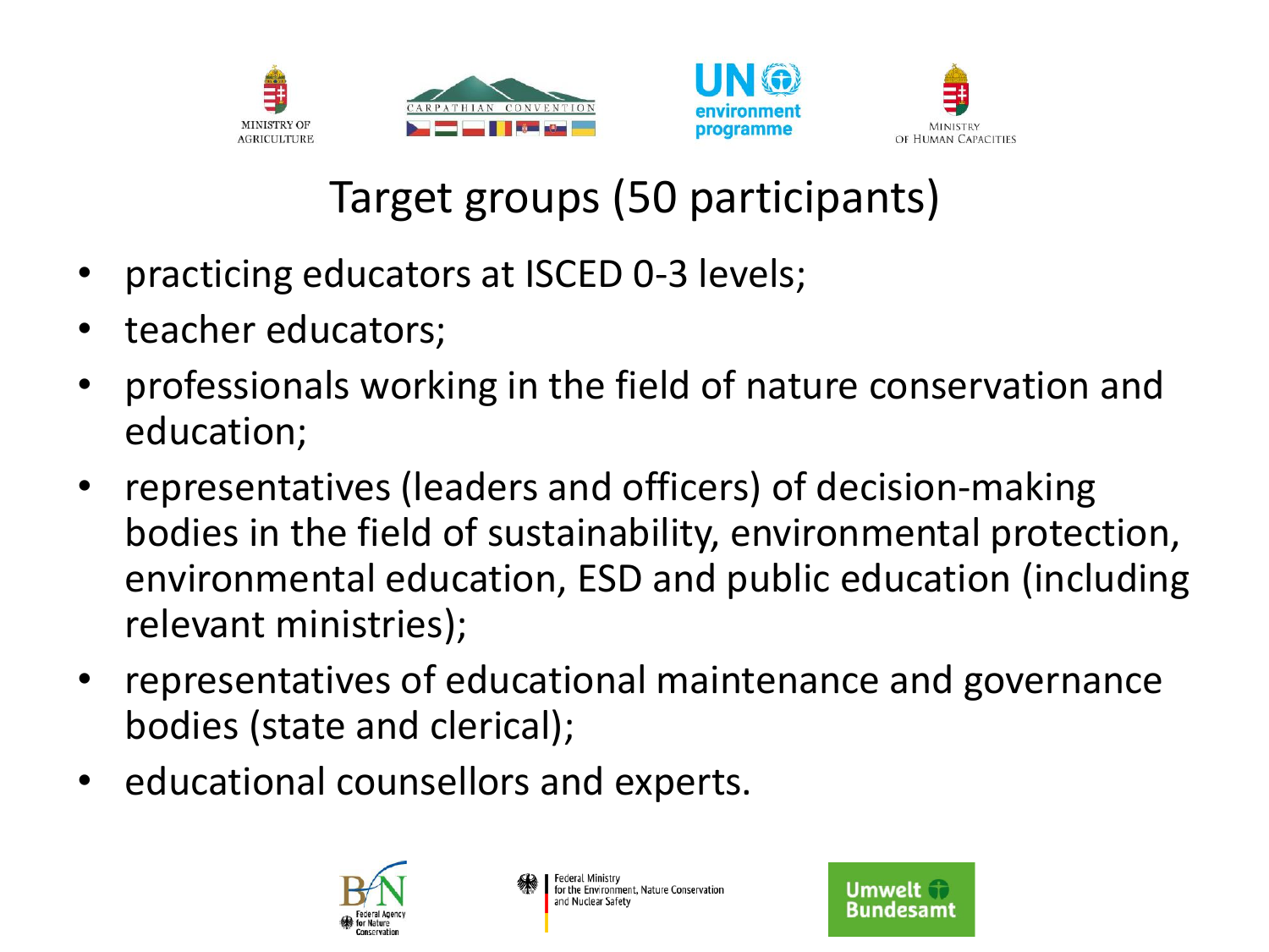# Target groups (50 participants)

- practicing educators at ISCED 0-3 levels;
- teacher educators;
- professionals working in the field of nature conservation and education;
- representatives (leaders and officers) of decision-making bodies in the field of sustainability, environmental protection, environmental education, ESD and public education (including relevant ministries);
- representatives of educational maintenance and governance bodies (state and clerical);
- educational counsellors and experts.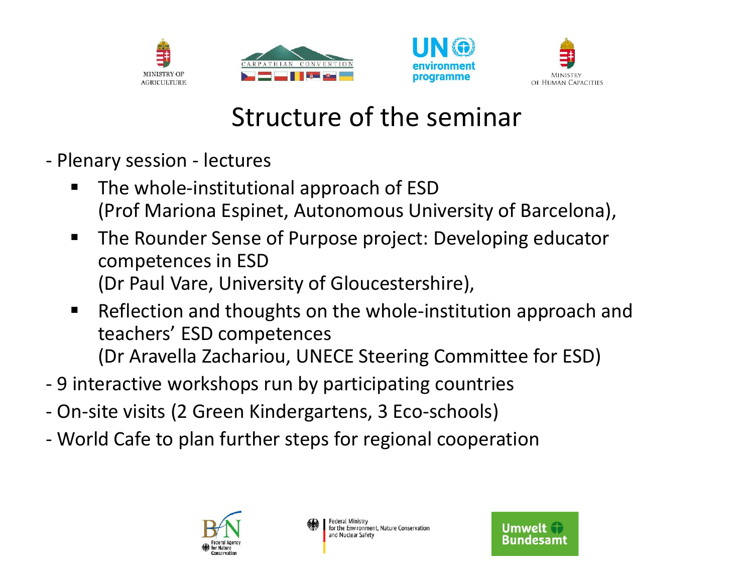# Structure of the seminar

- Plenary session - lectures
  - The whole-institutional approach of ESD
    (Prof Mariona Espinet, Autonomous University of Barcelona),
  - The Rounder Sense of Purpose project: Developing educator competences in ESD
    (Dr Paul Vare, University of Gloucestershire),
  - Reflection and thoughts on the whole-institution approach and teachers' ESD competences
    (Dr Aravella Zachariou, UNECE Steering Committee for ESD)
- 9 interactive workshops run by participating countries
- On-site visits (2 Green Kindergartens, 3 Eco-schools)
- World Cafe to plan further steps for regional cooperation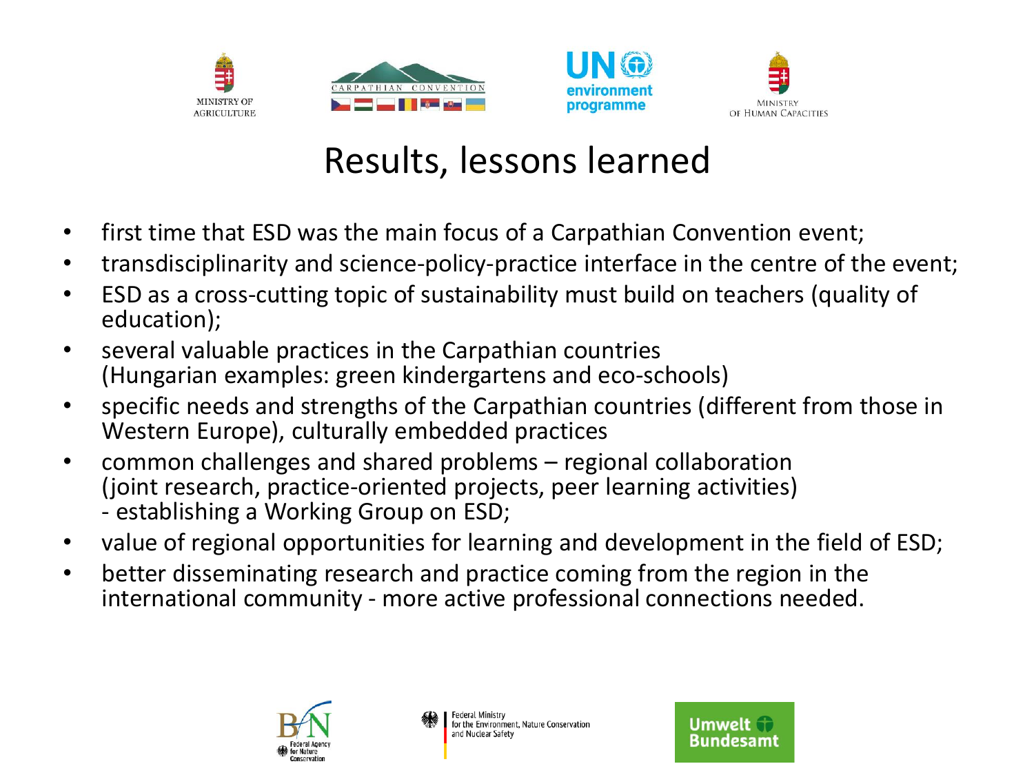# Results, lessons learned

- first time that ESD was the main focus of a Carpathian Convention event;
- transdisciplinarity and science-policy-practice interface in the centre of the event;
- ESD as a cross-cutting topic of sustainability must build on teachers (quality of education);
- several valuable practices in the Carpathian countries (Hungarian examples: green kindergartens and eco-schools)
- specific needs and strengths of the Carpathian countries (different from those in Western Europe), culturally embedded practices
- common challenges and shared problems – regional collaboration (joint research, practice-oriented projects, peer learning activities) - establishing a Working Group on ESD;
- value of regional opportunities for learning and development in the field of ESD;
- better disseminating research and practice coming from the region in the international community - more active professional connections needed.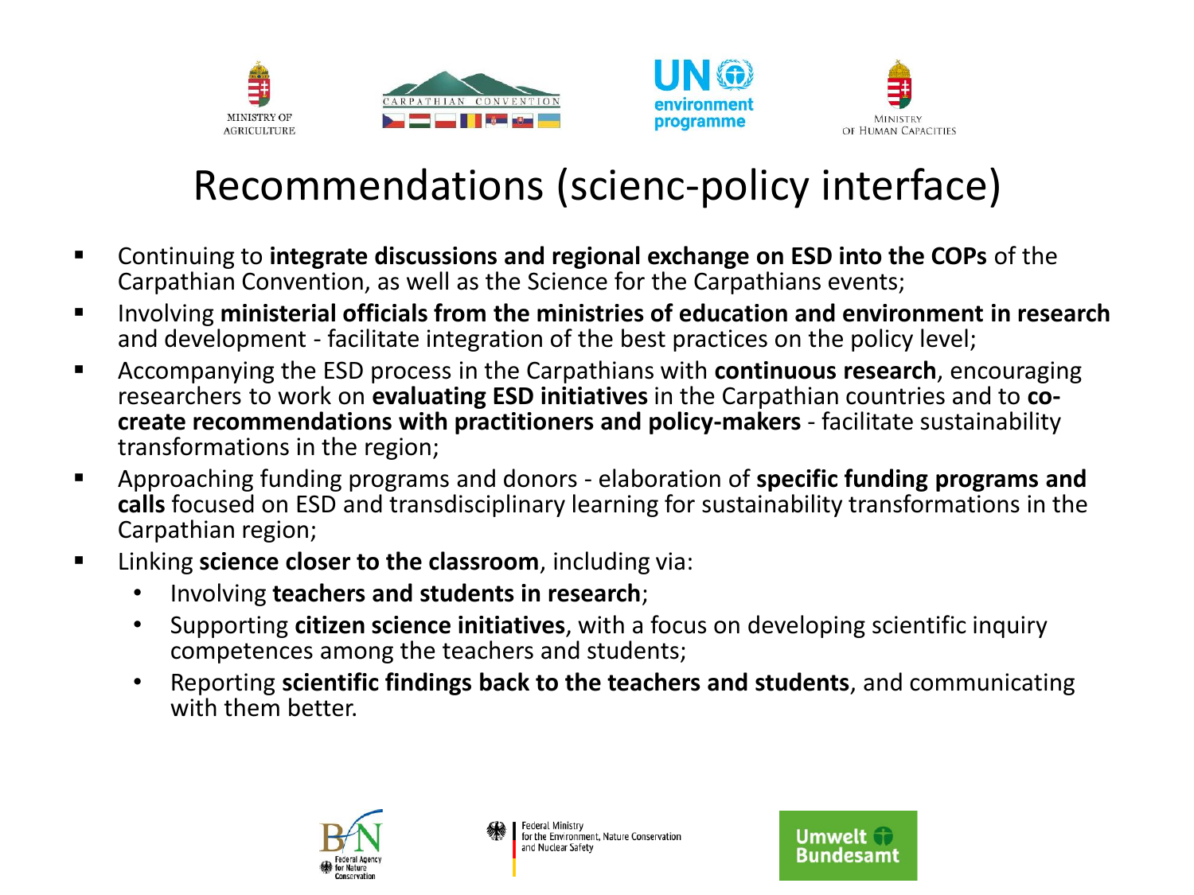# Recommendations (scienc-policy interface)

- Continuing to **integrate discussions and regional exchange on ESD into the COPs** of the Carpathian Convention, as well as the Science for the Carpathians events;
- Involving **ministerial officials from the ministries of education and environment in research** and development - facilitate integration of the best practices on the policy level;
- Accompanying the ESD process in the Carpathians with **continuous research**, encouraging researchers to work on **evaluating ESD initiatives** in the Carpathian countries and to **co-create recommendations with practitioners and policy-makers** - facilitate sustainability transformations in the region;
- Approaching funding programs and donors - elaboration of **specific funding programs and calls** focused on ESD and transdisciplinary learning for sustainability transformations in the Carpathian region;
- Linking **science closer to the classroom**, including via:
  - Involving **teachers and students in research**;
  - Supporting **citizen science initiatives**, with a focus on developing scientific inquiry competences among the teachers and students;
  - Reporting **scientific findings back to the teachers and students**, and communicating with them better.